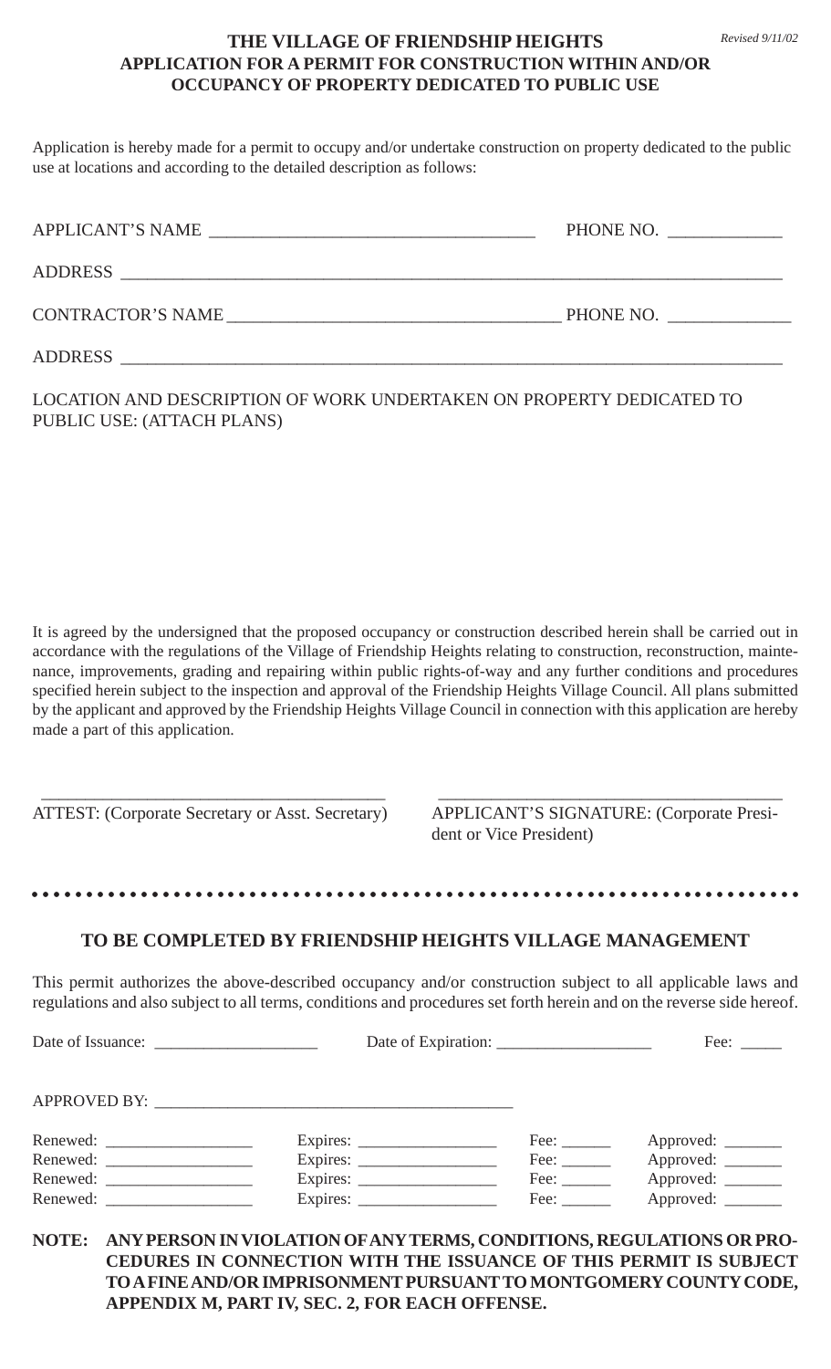*Revised 9/11/02*

# THE VILLAGE OF FRIENDSHIP HEIGHTS
## APPLICATION FOR A PERMIT FOR CONSTRUCTION WITHIN AND/OR OCCUPANCY OF PROPERTY DEDICATED TO PUBLIC USE

Application is hereby made for a permit to occupy and/or undertake construction on property dedicated to the public use at locations and according to the detailed description as follows:

APPLICANT'S NAME ___________________________________ PHONE NO. ____________

ADDRESS ___________________________________________________________________________

CONTRACTOR'S NAME ___________________________________ PHONE NO. _____________

ADDRESS ___________________________________________________________________________

LOCATION AND DESCRIPTION OF WORK UNDERTAKEN ON PROPERTY DEDICATED TO PUBLIC USE: (ATTACH PLANS)

It is agreed by the undersigned that the proposed occupancy or construction described herein shall be carried out in accordance with the regulations of the Village of Friendship Heights relating to construction, reconstruction, maintenance, improvements, grading and repairing within public rights-of-way and any further conditions and procedures specified herein subject to the inspection and approval of the Friendship Heights Village Council. All plans submitted by the applicant and approved by the Friendship Heights Village Council in connection with this application are hereby made a part of this application.

_____________________________________ ATTEST: (Corporate Secretary or Asst. Secretary)

_____________________________________ APPLICANT'S SIGNATURE: (Corporate President or Vice President)

---

## TO BE COMPLETED BY FRIENDSHIP HEIGHTS VILLAGE MANAGEMENT

This permit authorizes the above-described occupancy and/or construction subject to all applicable laws and regulations and also subject to all terms, conditions and procedures set forth herein and on the reverse side hereof.

Date of Issuance: ___________________ Date of Expiration: __________________ Fee: _____

APPROVED BY: __________________________________________

Renewed: _________________ Expires: ________________ Fee: ______ Approved: _______
Renewed: _________________ Expires: ________________ Fee: ______ Approved: _______
Renewed: _________________ Expires: ________________ Fee: ______ Approved: _______
Renewed: _________________ Expires: ________________ Fee: ______ Approved: _______

**NOTE: ANY PERSON IN VIOLATION OF ANY TERMS, CONDITIONS, REGULATIONS OR PROCEDURES IN CONNECTION WITH THE ISSUANCE OF THIS PERMIT IS SUBJECT TO A FINE AND/OR IMPRISONMENT PURSUANT TO MONTGOMERY COUNTY CODE, APPENDIX M, PART IV, SEC. 2, FOR EACH OFFENSE.**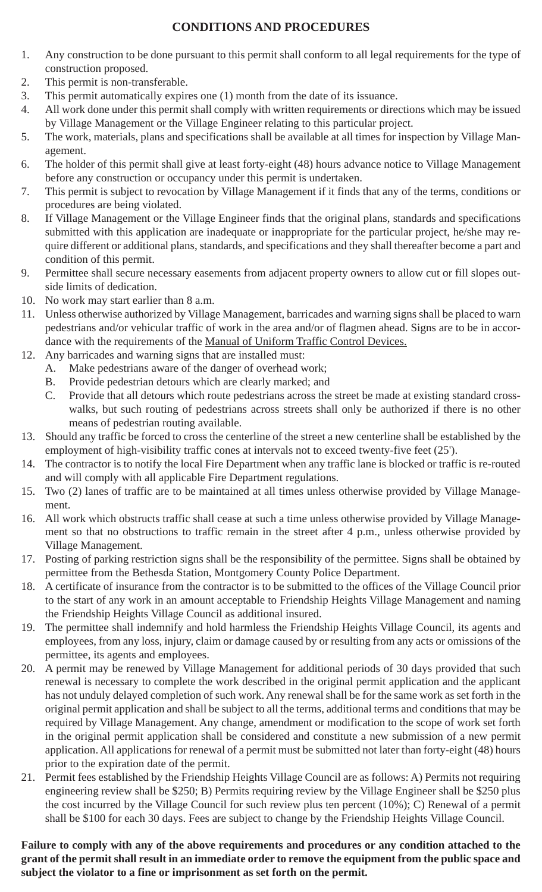# CONDITIONS AND PROCEDURES

1. Any construction to be done pursuant to this permit shall conform to all legal requirements for the type of construction proposed.
2. This permit is non-transferable.
3. This permit automatically expires one (1) month from the date of its issuance.
4. All work done under this permit shall comply with written requirements or directions which may be issued by Village Management or the Village Engineer relating to this particular project.
5. The work, materials, plans and specifications shall be available at all times for inspection by Village Management.
6. The holder of this permit shall give at least forty-eight (48) hours advance notice to Village Management before any construction or occupancy under this permit is undertaken.
7. This permit is subject to revocation by Village Management if it finds that any of the terms, conditions or procedures are being violated.
8. If Village Management or the Village Engineer finds that the original plans, standards and specifications submitted with this application are inadequate or inappropriate for the particular project, he/she may require different or additional plans, standards, and specifications and they shall thereafter become a part and condition of this permit.
9. Permittee shall secure necessary easements from adjacent property owners to allow cut or fill slopes outside limits of dedication.
10. No work may start earlier than 8 a.m.
11. Unless otherwise authorized by Village Management, barricades and warning signs shall be placed to warn pedestrians and/or vehicular traffic of work in the area and/or of flagmen ahead. Signs are to be in accordance with the requirements of the <u>Manual of Uniform Traffic Control Devices.</u>
12. Any barricades and warning signs that are installed must:
    - A. Make pedestrians aware of the danger of overhead work;
    - B. Provide pedestrian detours which are clearly marked; and
    - C. Provide that all detours which route pedestrians across the street be made at existing standard crosswalks, but such routing of pedestrians across streets shall only be authorized if there is no other means of pedestrian routing available.
13. Should any traffic be forced to cross the centerline of the street a new centerline shall be established by the employment of high-visibility traffic cones at intervals not to exceed twenty-five feet (25').
14. The contractor is to notify the local Fire Department when any traffic lane is blocked or traffic is re-routed and will comply with all applicable Fire Department regulations.
15. Two (2) lanes of traffic are to be maintained at all times unless otherwise provided by Village Management.
16. All work which obstructs traffic shall cease at such a time unless otherwise provided by Village Management so that no obstructions to traffic remain in the street after 4 p.m., unless otherwise provided by Village Management.
17. Posting of parking restriction signs shall be the responsibility of the permittee. Signs shall be obtained by permittee from the Bethesda Station, Montgomery County Police Department.
18. A certificate of insurance from the contractor is to be submitted to the offices of the Village Council prior to the start of any work in an amount acceptable to Friendship Heights Village Management and naming the Friendship Heights Village Council as additional insured.
19. The permittee shall indemnify and hold harmless the Friendship Heights Village Council, its agents and employees, from any loss, injury, claim or damage caused by or resulting from any acts or omissions of the permittee, its agents and employees.
20. A permit may be renewed by Village Management for additional periods of 30 days provided that such renewal is necessary to complete the work described in the original permit application and the applicant has not unduly delayed completion of such work. Any renewal shall be for the same work as set forth in the original permit application and shall be subject to all the terms, additional terms and conditions that may be required by Village Management. Any change, amendment or modification to the scope of work set forth in the original permit application shall be considered and constitute a new submission of a new permit application. All applications for renewal of a permit must be submitted not later than forty-eight (48) hours prior to the expiration date of the permit.
21. Permit fees established by the Friendship Heights Village Council are as follows: A) Permits not requiring engineering review shall be $250; B) Permits requiring review by the Village Engineer shall be $250 plus the cost incurred by the Village Council for such review plus ten percent (10%); C) Renewal of a permit shall be $100 for each 30 days. Fees are subject to change by the Friendship Heights Village Council.

**Failure to comply with any of the above requirements and procedures or any condition attached to the grant of the permit shall result in an immediate order to remove the equipment from the public space and subject the violator to a fine or imprisonment as set forth on the permit.**